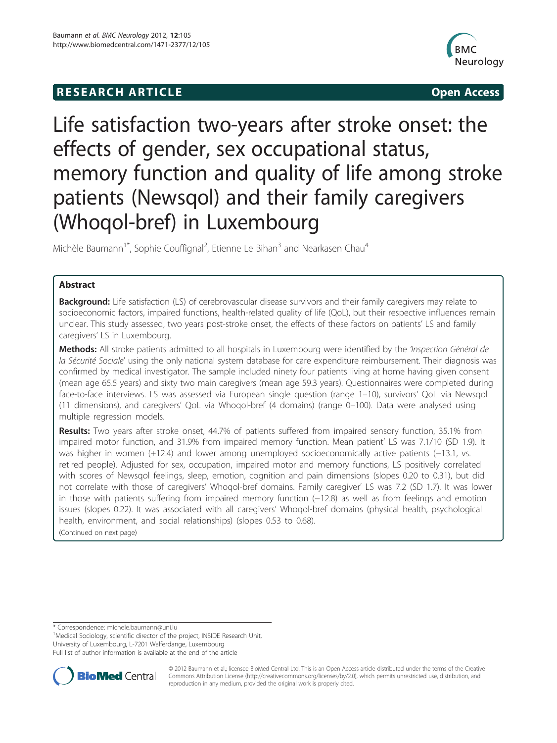RESEARCH ARTICLE **Open Access**

# Life satisfaction two-years after stroke onset: the effects of gender, sex occupational status, memory function and quality of life among stroke patients (Newsqol) and their family caregivers (Whoqol-bref) in Luxembourg

Michèle Baumann[1*], Sophie Couffignal[2], Etienne Le Bihan[3] and Nearkasen Chau[4]

## Abstract

**Background:** Life satisfaction (LS) of cerebrovascular disease survivors and their family caregivers may relate to socioeconomic factors, impaired functions, health-related quality of life (QoL), but their respective influences remain unclear. This study assessed, two years post-stroke onset, the effects of these factors on patients' LS and family caregivers' LS in Luxembourg.

**Methods:** All stroke patients admitted to all hospitals in Luxembourg were identified by the *'Inspection Général de la Sécurité Sociale'* using the only national system database for care expenditure reimbursement. Their diagnosis was confirmed by medical investigator. The sample included ninety four patients living at home having given consent (mean age 65.5 years) and sixty two main caregivers (mean age 59.3 years). Questionnaires were completed during face-to-face interviews. LS was assessed via European single question (range 1–10), survivors' QoL via Newsqol (11 dimensions), and caregivers' QoL via Whoqol-bref (4 domains) (range 0–100). Data were analysed using multiple regression models.

**Results:** Two years after stroke onset, 44.7% of patients suffered from impaired sensory function, 35.1% from impaired motor function, and 31.9% from impaired memory function. Mean patient' LS was 7.1/10 (SD 1.9). It was higher in women (+12.4) and lower among unemployed socioeconomically active patients (−13.1, vs. retired people). Adjusted for sex, occupation, impaired motor and memory functions, LS positively correlated with scores of Newsqol feelings, sleep, emotion, cognition and pain dimensions (slopes 0.20 to 0.31), but did not correlate with those of caregivers' Whoqol-bref domains. Family caregiver' LS was 7.2 (SD 1.7). It was lower in those with patients suffering from impaired memory function (−12.8) as well as from feelings and emotion issues (slopes 0.22). It was associated with all caregivers' Whoqol-bref domains (physical health, psychological health, environment, and social relationships) (slopes 0.53 to 0.68).

(Continued on next page)

---

\* Correspondence: michele.baumann@uni.lu
[1]Medical Sociology, scientific director of the project, INSIDE Research Unit, University of Luxembourg, L-7201 Walferdange, Luxembourg
Full list of author information is available at the end of the article

© 2012 Baumann et al.; licensee BioMed Central Ltd. This is an Open Access article distributed under the terms of the Creative Commons Attribution License (http://creativecommons.org/licenses/by/2.0), which permits unrestricted use, distribution, and reproduction in any medium, provided the original work is properly cited.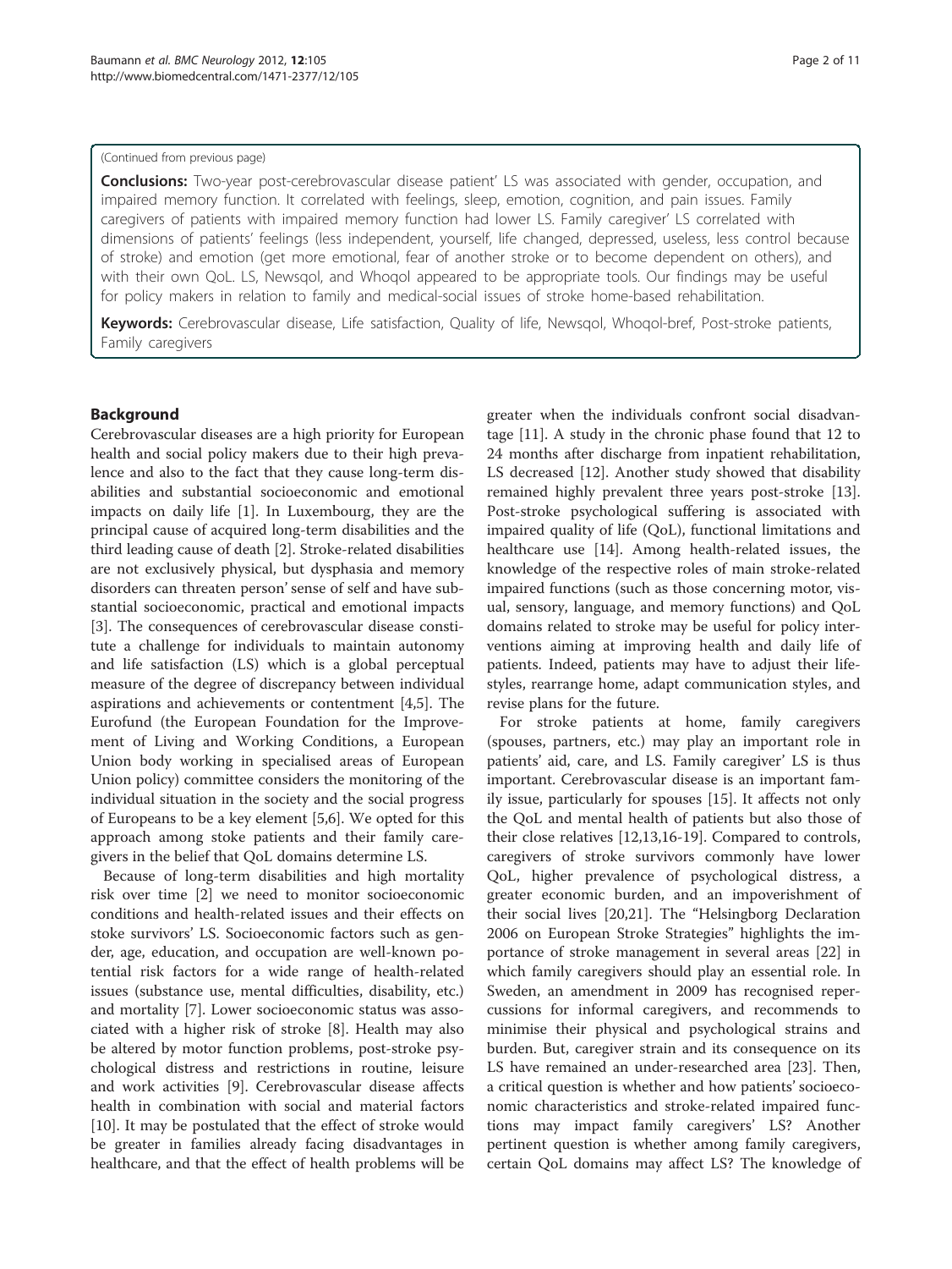(Continued from previous page)

**Conclusions:** Two-year post-cerebrovascular disease patient' LS was associated with gender, occupation, and impaired memory function. It correlated with feelings, sleep, emotion, cognition, and pain issues. Family caregivers of patients with impaired memory function had lower LS. Family caregiver' LS correlated with dimensions of patients' feelings (less independent, yourself, life changed, depressed, useless, less control because of stroke) and emotion (get more emotional, fear of another stroke or to become dependent on others), and with their own QoL. LS, Newsqol, and Whoqol appeared to be appropriate tools. Our findings may be useful for policy makers in relation to family and medical-social issues of stroke home-based rehabilitation.

**Keywords:** Cerebrovascular disease, Life satisfaction, Quality of life, Newsqol, Whoqol-bref, Post-stroke patients, Family caregivers

## Background

Cerebrovascular diseases are a high priority for European health and social policy makers due to their high prevalence and also to the fact that they cause long-term disabilities and substantial socioeconomic and emotional impacts on daily life [1]. In Luxembourg, they are the principal cause of acquired long-term disabilities and the third leading cause of death [2]. Stroke-related disabilities are not exclusively physical, but dysphasia and memory disorders can threaten person' sense of self and have substantial socioeconomic, practical and emotional impacts [3]. The consequences of cerebrovascular disease constitute a challenge for individuals to maintain autonomy and life satisfaction (LS) which is a global perceptual measure of the degree of discrepancy between individual aspirations and achievements or contentment [4,5]. The Eurofund (the European Foundation for the Improvement of Living and Working Conditions, a European Union body working in specialised areas of European Union policy) committee considers the monitoring of the individual situation in the society and the social progress of Europeans to be a key element [5,6]. We opted for this approach among stoke patients and their family caregivers in the belief that QoL domains determine LS.

Because of long-term disabilities and high mortality risk over time [2] we need to monitor socioeconomic conditions and health-related issues and their effects on stoke survivors' LS. Socioeconomic factors such as gender, age, education, and occupation are well-known potential risk factors for a wide range of health-related issues (substance use, mental difficulties, disability, etc.) and mortality [7]. Lower socioeconomic status was associated with a higher risk of stroke [8]. Health may also be altered by motor function problems, post-stroke psychological distress and restrictions in routine, leisure and work activities [9]. Cerebrovascular disease affects health in combination with social and material factors [10]. It may be postulated that the effect of stroke would be greater in families already facing disadvantages in healthcare, and that the effect of health problems will be greater when the individuals confront social disadvantage [11]. A study in the chronic phase found that 12 to 24 months after discharge from inpatient rehabilitation, LS decreased [12]. Another study showed that disability remained highly prevalent three years post-stroke [13]. Post-stroke psychological suffering is associated with impaired quality of life (QoL), functional limitations and healthcare use [14]. Among health-related issues, the knowledge of the respective roles of main stroke-related impaired functions (such as those concerning motor, visual, sensory, language, and memory functions) and QoL domains related to stroke may be useful for policy interventions aiming at improving health and daily life of patients. Indeed, patients may have to adjust their lifestyles, rearrange home, adapt communication styles, and revise plans for the future.

For stroke patients at home, family caregivers (spouses, partners, etc.) may play an important role in patients' aid, care, and LS. Family caregiver' LS is thus important. Cerebrovascular disease is an important family issue, particularly for spouses [15]. It affects not only the QoL and mental health of patients but also those of their close relatives [12,13,16-19]. Compared to controls, caregivers of stroke survivors commonly have lower QoL, higher prevalence of psychological distress, a greater economic burden, and an impoverishment of their social lives [20,21]. The "Helsingborg Declaration 2006 on European Stroke Strategies" highlights the importance of stroke management in several areas [22] in which family caregivers should play an essential role. In Sweden, an amendment in 2009 has recognised repercussions for informal caregivers, and recommends to minimise their physical and psychological strains and burden. But, caregiver strain and its consequence on its LS have remained an under-researched area [23]. Then, a critical question is whether and how patients' socioeconomic characteristics and stroke-related impaired functions may impact family caregivers' LS? Another pertinent question is whether among family caregivers, certain QoL domains may affect LS? The knowledge of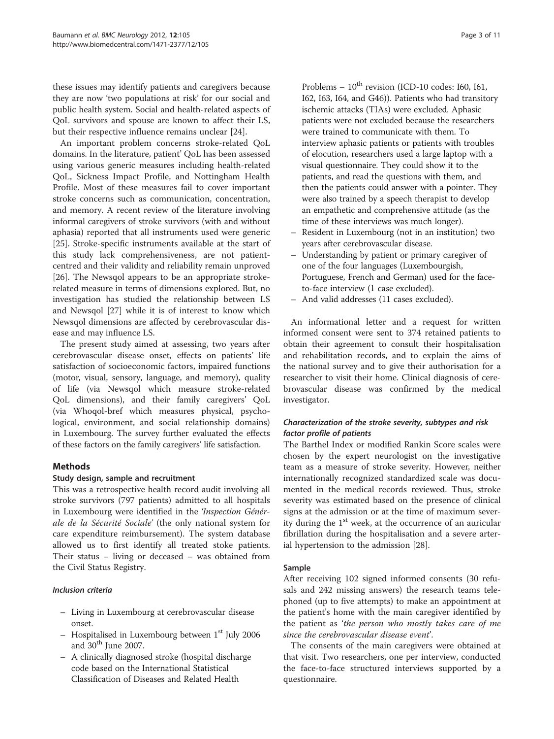these issues may identify patients and caregivers because they are now 'two populations at risk' for our social and public health system. Social and health-related aspects of QoL survivors and spouse are known to affect their LS, but their respective influence remains unclear [24].

An important problem concerns stroke-related QoL domains. In the literature, patient' QoL has been assessed using various generic measures including health-related QoL, Sickness Impact Profile, and Nottingham Health Profile. Most of these measures fail to cover important stroke concerns such as communication, concentration, and memory. A recent review of the literature involving informal caregivers of stroke survivors (with and without aphasia) reported that all instruments used were generic [25]. Stroke-specific instruments available at the start of this study lack comprehensiveness, are not patient-centred and their validity and reliability remain unproved [26]. The Newsqol appears to be an appropriate stroke-related measure in terms of dimensions explored. But, no investigation has studied the relationship between LS and Newsqol [27] while it is of interest to know which Newsqol dimensions are affected by cerebrovascular disease and may influence LS.

The present study aimed at assessing, two years after cerebrovascular disease onset, effects on patients' life satisfaction of socioeconomic factors, impaired functions (motor, visual, sensory, language, and memory), quality of life (via Newsqol which measure stroke-related QoL dimensions), and their family caregivers' QoL (via Whoqol-bref which measures physical, psychological, environment, and social relationship domains) in Luxembourg. The survey further evaluated the effects of these factors on the family caregivers' life satisfaction.

## Methods

### Study design, sample and recruitment

This was a retrospective health record audit involving all stroke survivors (797 patients) admitted to all hospitals in Luxembourg were identified in the *'Inspection Générale de la Sécurité Sociale'* (the only national system for care expenditure reimbursement). The system database allowed us to first identify all treated stoke patients. Their status – living or deceased – was obtained from the Civil Status Registry.

#### *Inclusion criteria*

- Living in Luxembourg at cerebrovascular disease onset.
- Hospitalised in Luxembourg between 1st July 2006 and 30th June 2007.
- A clinically diagnosed stroke (hospital discharge code based on the International Statistical Classification of Diseases and Related Health Problems – 10th revision (ICD-10 codes: I60, I61, I62, I63, I64, and G46)). Patients who had transitory ischemic attacks (TIAs) were excluded. Aphasic patients were not excluded because the researchers were trained to communicate with them. To interview aphasic patients or patients with troubles of elocution, researchers used a large laptop with a visual questionnaire. They could show it to the patients, and read the questions with them, and then the patients could answer with a pointer. They were also trained by a speech therapist to develop an empathetic and comprehensive attitude (as the time of these interviews was much longer).
- Resident in Luxembourg (not in an institution) two years after cerebrovascular disease.
- Understanding by patient or primary caregiver of one of the four languages (Luxembourgish, Portuguese, French and German) used for the face-to-face interview (1 case excluded).
- And valid addresses (11 cases excluded).

An informational letter and a request for written informed consent were sent to 374 retained patients to obtain their agreement to consult their hospitalisation and rehabilitation records, and to explain the aims of the national survey and to give their authorisation for a researcher to visit their home. Clinical diagnosis of cerebrovascular disease was confirmed by the medical investigator.

#### *Characterization of the stroke severity, subtypes and risk factor profile of patients*

The Barthel Index or modified Rankin Score scales were chosen by the expert neurologist on the investigative team as a measure of stroke severity. However, neither internationally recognized standardized scale was documented in the medical records reviewed. Thus, stroke severity was estimated based on the presence of clinical signs at the admission or at the time of maximum severity during the 1st week, at the occurrence of an auricular fibrillation during the hospitalisation and a severe arterial hypertension to the admission [28].

### Sample

After receiving 102 signed informed consents (30 refusals and 242 missing answers) the research teams telephoned (up to five attempts) to make an appointment at the patient's home with the main caregiver identified by the patient as *'the person who mostly takes care of me since the cerebrovascular disease event'*.

The consents of the main caregivers were obtained at that visit. Two researchers, one per interview, conducted the face-to-face structured interviews supported by a questionnaire.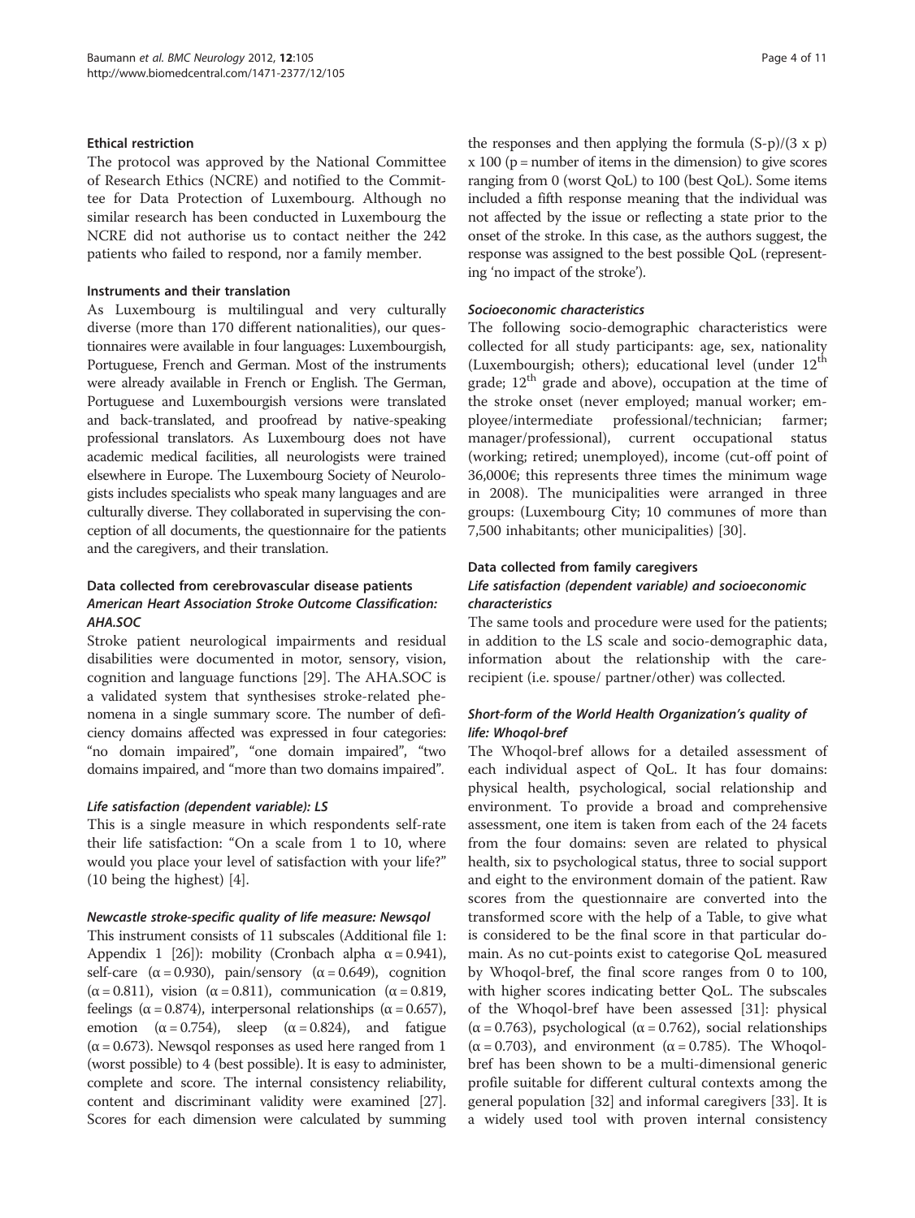### Ethical restriction

The protocol was approved by the National Committee of Research Ethics (NCRE) and notified to the Committee for Data Protection of Luxembourg. Although no similar research has been conducted in Luxembourg the NCRE did not authorise us to contact neither the 242 patients who failed to respond, nor a family member.

### Instruments and their translation

As Luxembourg is multilingual and very culturally diverse (more than 170 different nationalities), our questionnaires were available in four languages: Luxembourgish, Portuguese, French and German. Most of the instruments were already available in French or English. The German, Portuguese and Luxembourgish versions were translated and back-translated, and proofread by native-speaking professional translators. As Luxembourg does not have academic medical facilities, all neurologists were trained elsewhere in Europe. The Luxembourg Society of Neurologists includes specialists who speak many languages and are culturally diverse. They collaborated in supervising the conception of all documents, the questionnaire for the patients and the caregivers, and their translation.

### Data collected from cerebrovascular disease patients

#### *American Heart Association Stroke Outcome Classification: AHA.SOC*

Stroke patient neurological impairments and residual disabilities were documented in motor, sensory, vision, cognition and language functions [29]. The AHA.SOC is a validated system that synthesises stroke-related phenomena in a single summary score. The number of deficiency domains affected was expressed in four categories: "no domain impaired", "one domain impaired", "two domains impaired, and "more than two domains impaired".

#### *Life satisfaction (dependent variable): LS*

This is a single measure in which respondents self-rate their life satisfaction: "On a scale from 1 to 10, where would you place your level of satisfaction with your life?" (10 being the highest) [4].

#### *Newcastle stroke-specific quality of life measure: Newsqol*

This instrument consists of 11 subscales (Additional file 1: Appendix 1 [26]): mobility (Cronbach alpha $\alpha = 0.941$), self-care ($\alpha = 0.930$), pain/sensory ($\alpha = 0.649$), cognition ($\alpha = 0.811$), vision ($\alpha = 0.811$), communication ($\alpha = 0.819$, feelings ($\alpha = 0.874$), interpersonal relationships ($\alpha = 0.657$), emotion ($\alpha = 0.754$), sleep ($\alpha = 0.824$), and fatigue ($\alpha = 0.673$). Newsqol responses as used here ranged from 1 (worst possible) to 4 (best possible). It is easy to administer, complete and score. The internal consistency reliability, content and discriminant validity were examined [27]. Scores for each dimension were calculated by summing the responses and then applying the formula $(S-p)/(3 \times p) \times 100$ (p = number of items in the dimension) to give scores ranging from 0 (worst QoL) to 100 (best QoL). Some items included a fifth response meaning that the individual was not affected by the issue or reflecting a state prior to the onset of the stroke. In this case, as the authors suggest, the response was assigned to the best possible QoL (representing 'no impact of the stroke').

#### *Socioeconomic characteristics*

The following socio-demographic characteristics were collected for all study participants: age, sex, nationality (Luxembourgish; others); educational level (under 12$^{th}$ grade; 12$^{th}$ grade and above), occupation at the time of the stroke onset (never employed; manual worker; employee/intermediate professional/technician; farmer; manager/professional), current occupational status (working; retired; unemployed), income (cut-off point of 36,000€; this represents three times the minimum wage in 2008). The municipalities were arranged in three groups: (Luxembourg City; 10 communes of more than 7,500 inhabitants; other municipalities) [30].

### Data collected from family caregivers

#### *Life satisfaction (dependent variable) and socioeconomic characteristics*

The same tools and procedure were used for the patients; in addition to the LS scale and socio-demographic data, information about the relationship with the care-recipient (i.e. spouse/ partner/other) was collected.

#### *Short-form of the World Health Organization's quality of life: Whoqol-bref*

The Whoqol-bref allows for a detailed assessment of each individual aspect of QoL. It has four domains: physical health, psychological, social relationship and environment. To provide a broad and comprehensive assessment, one item is taken from each of the 24 facets from the four domains: seven are related to physical health, six to psychological status, three to social support and eight to the environment domain of the patient. Raw scores from the questionnaire are converted into the transformed score with the help of a Table, to give what is considered to be the final score in that particular domain. As no cut-points exist to categorise QoL measured by Whoqol-bref, the final score ranges from 0 to 100, with higher scores indicating better QoL. The subscales of the Whoqol-bref have been assessed [31]: physical ($\alpha = 0.763$), psychological ($\alpha = 0.762$), social relationships ($\alpha = 0.703$), and environment ($\alpha = 0.785$). The Whoqol-bref has been shown to be a multi-dimensional generic profile suitable for different cultural contexts among the general population [32] and informal caregivers [33]. It is a widely used tool with proven internal consistency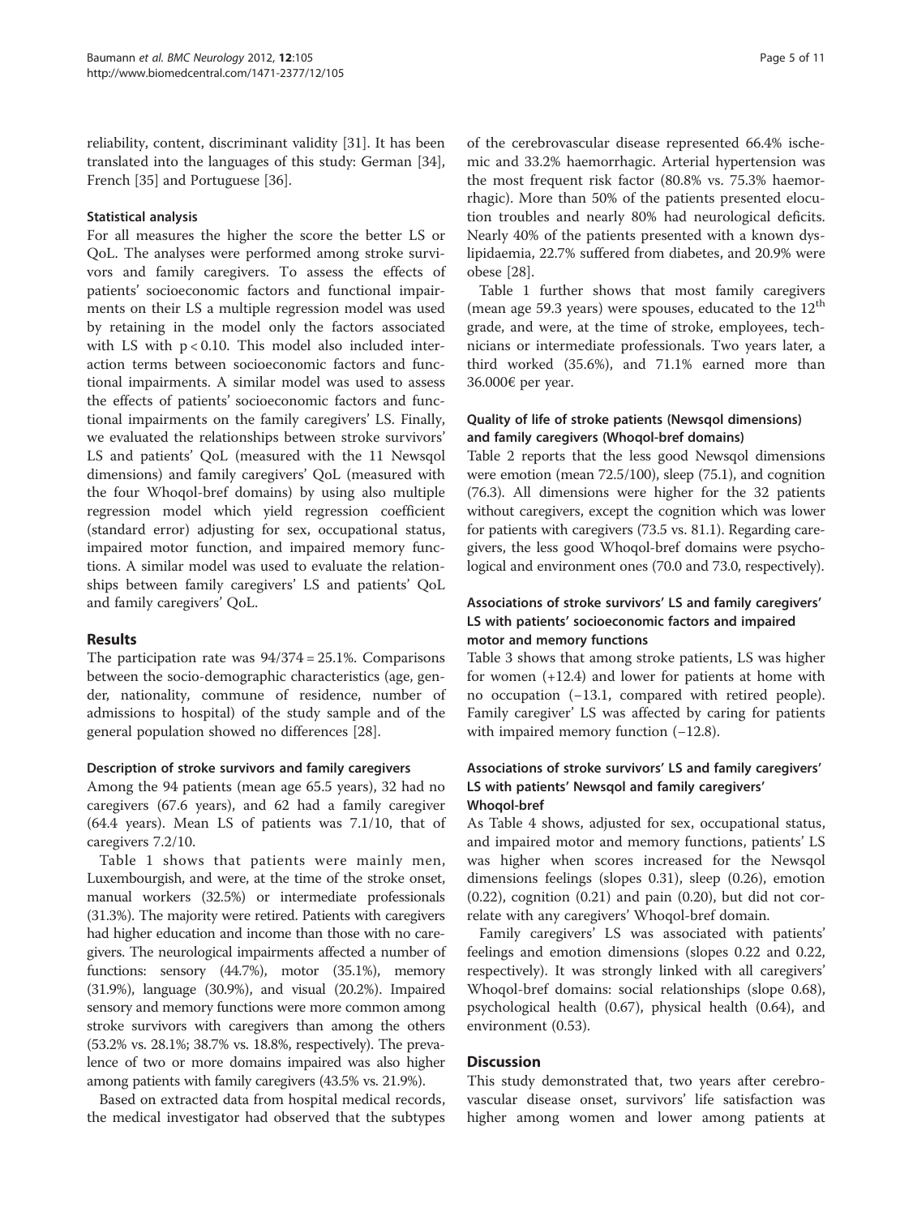reliability, content, discriminant validity [31]. It has been translated into the languages of this study: German [34], French [35] and Portuguese [36].

### Statistical analysis

For all measures the higher the score the better LS or QoL. The analyses were performed among stroke survivors and family caregivers. To assess the effects of patients' socioeconomic factors and functional impairments on their LS a multiple regression model was used by retaining in the model only the factors associated with LS with $p < 0.10$. This model also included interaction terms between socioeconomic factors and functional impairments. A similar model was used to assess the effects of patients' socioeconomic factors and functional impairments on the family caregivers' LS. Finally, we evaluated the relationships between stroke survivors' LS and patients' QoL (measured with the 11 Newsqol dimensions) and family caregivers' QoL (measured with the four Whoqol-bref domains) by using also multiple regression model which yield regression coefficient (standard error) adjusting for sex, occupational status, impaired motor function, and impaired memory functions. A similar model was used to evaluate the relationships between family caregivers' LS and patients' QoL and family caregivers' QoL.

## Results

The participation rate was 94/374 = 25.1%. Comparisons between the socio-demographic characteristics (age, gender, nationality, commune of residence, number of admissions to hospital) of the study sample and of the general population showed no differences [28].

### Description of stroke survivors and family caregivers

Among the 94 patients (mean age 65.5 years), 32 had no caregivers (67.6 years), and 62 had a family caregiver (64.4 years). Mean LS of patients was 7.1/10, that of caregivers 7.2/10.

Table 1 shows that patients were mainly men, Luxembourgish, and were, at the time of the stroke onset, manual workers (32.5%) or intermediate professionals (31.3%). The majority were retired. Patients with caregivers had higher education and income than those with no caregivers. The neurological impairments affected a number of functions: sensory (44.7%), motor (35.1%), memory (31.9%), language (30.9%), and visual (20.2%). Impaired sensory and memory functions were more common among stroke survivors with caregivers than among the others (53.2% vs. 28.1%; 38.7% vs. 18.8%, respectively). The prevalence of two or more domains impaired was also higher among patients with family caregivers (43.5% vs. 21.9%).

Based on extracted data from hospital medical records, the medical investigator had observed that the subtypes of the cerebrovascular disease represented 66.4% ischemic and 33.2% haemorrhagic. Arterial hypertension was the most frequent risk factor (80.8% vs. 75.3% haemorrhagic). More than 50% of the patients presented elocution troubles and nearly 80% had neurological deficits. Nearly 40% of the patients presented with a known dyslipidaemia, 22.7% suffered from diabetes, and 20.9% were obese [28].

Table 1 further shows that most family caregivers (mean age 59.3 years) were spouses, educated to the 12th grade, and were, at the time of stroke, employees, technicians or intermediate professionals. Two years later, a third worked (35.6%), and 71.1% earned more than 36.000€ per year.

### Quality of life of stroke patients (Newsqol dimensions) and family caregivers (Whoqol-bref domains)

Table 2 reports that the less good Newsqol dimensions were emotion (mean 72.5/100), sleep (75.1), and cognition (76.3). All dimensions were higher for the 32 patients without caregivers, except the cognition which was lower for patients with caregivers (73.5 vs. 81.1). Regarding caregivers, the less good Whoqol-bref domains were psychological and environment ones (70.0 and 73.0, respectively).

### Associations of stroke survivors' LS and family caregivers' LS with patients' socioeconomic factors and impaired motor and memory functions

Table 3 shows that among stroke patients, LS was higher for women (+12.4) and lower for patients at home with no occupation (−13.1, compared with retired people). Family caregiver' LS was affected by caring for patients with impaired memory function (−12.8).

### Associations of stroke survivors' LS and family caregivers' LS with patients' Newsqol and family caregivers' Whoqol-bref

As Table 4 shows, adjusted for sex, occupational status, and impaired motor and memory functions, patients' LS was higher when scores increased for the Newsqol dimensions feelings (slopes 0.31), sleep (0.26), emotion (0.22), cognition (0.21) and pain (0.20), but did not correlate with any caregivers' Whoqol-bref domain.

Family caregivers' LS was associated with patients' feelings and emotion dimensions (slopes 0.22 and 0.22, respectively). It was strongly linked with all caregivers' Whoqol-bref domains: social relationships (slope 0.68), psychological health (0.67), physical health (0.64), and environment (0.53).

## Discussion

This study demonstrated that, two years after cerebrovascular disease onset, survivors' life satisfaction was higher among women and lower among patients at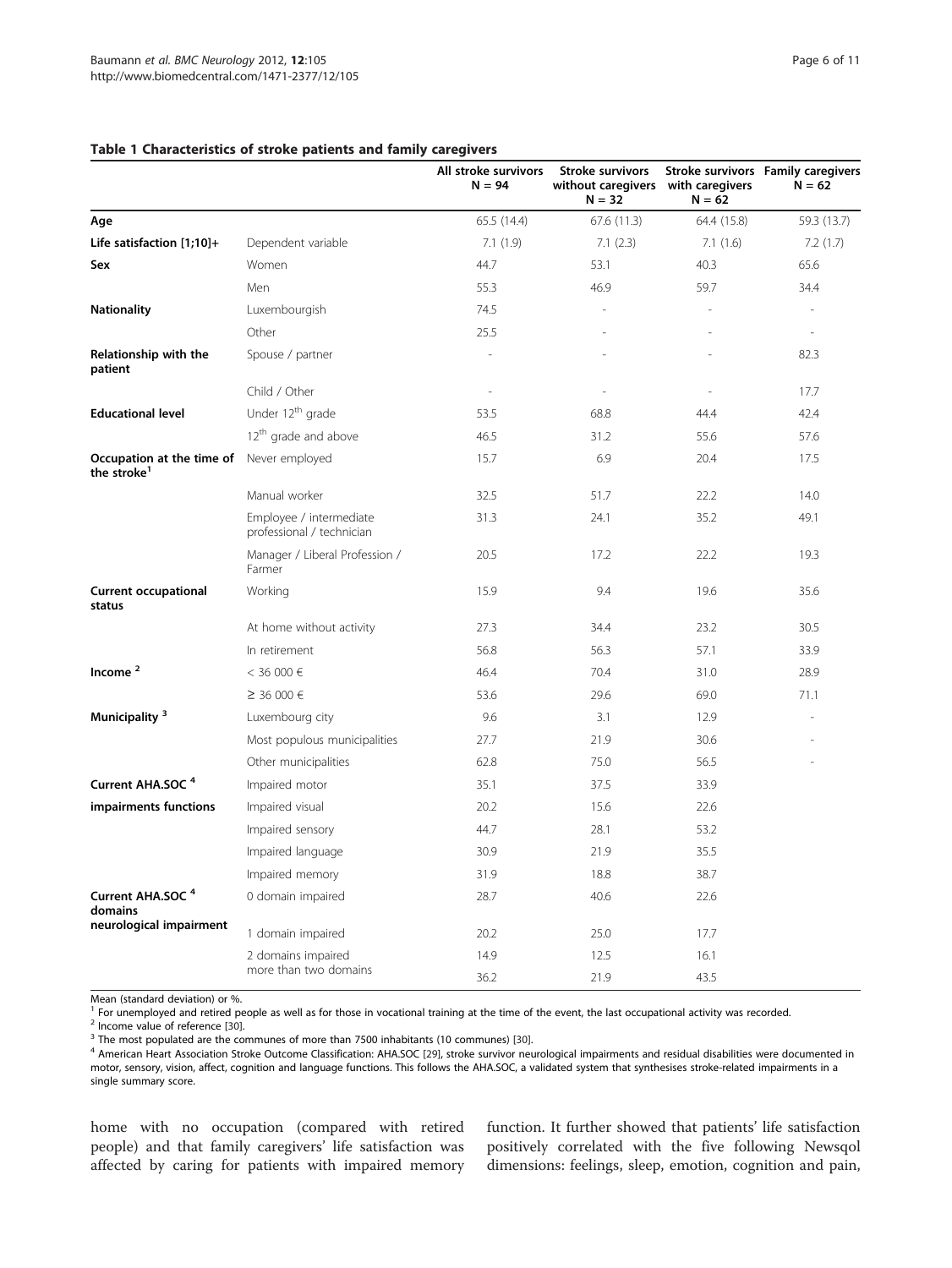**Table 1 Characteristics of stroke patients and family caregivers**

| | | All stroke survivors N = 94 | Stroke survivors without caregivers N = 32 | Stroke survivors with caregivers N = 62 | Family caregivers N = 62 |
|---|---|---|---|---|---|
| **Age** | | 65.5 (14.4) | 67.6 (11.3) | 64.4 (15.8) | 59.3 (13.7) |
| **Life satisfaction [1;10]+** | Dependent variable | 7.1 (1.9) | 7.1 (2.3) | 7.1 (1.6) | 7.2 (1.7) |
| **Sex** | Women | 44.7 | 53.1 | 40.3 | 65.6 |
| | Men | 55.3 | 46.9 | 59.7 | 34.4 |
| **Nationality** | Luxembourgish | 74.5 | - | - | - |
| | Other | 25.5 | - | - | - |
| **Relationship with the patient** | Spouse / partner | - | - | - | 82.3 |
| | Child / Other | - | - | - | 17.7 |
| **Educational level** | Under 12th grade | 53.5 | 68.8 | 44.4 | 42.4 |
| | 12th grade and above | 46.5 | 31.2 | 55.6 | 57.6 |
| **Occupation at the time of the stroke[1]** | Never employed | 15.7 | 6.9 | 20.4 | 17.5 |
| | Manual worker | 32.5 | 51.7 | 22.2 | 14.0 |
| | Employee / intermediate professional / technician | 31.3 | 24.1 | 35.2 | 49.1 |
| | Manager / Liberal Profession / Farmer | 20.5 | 17.2 | 22.2 | 19.3 |
| **Current occupational status** | Working | 15.9 | 9.4 | 19.6 | 35.6 |
| | At home without activity | 27.3 | 34.4 | 23.2 | 30.5 |
| | In retirement | 56.8 | 56.3 | 57.1 | 33.9 |
| **Income [2]** | < 36 000 € | 46.4 | 70.4 | 31.0 | 28.9 |
| | ≥ 36 000 € | 53.6 | 29.6 | 69.0 | 71.1 |
| **Municipality [3]** | Luxembourg city | 9.6 | 3.1 | 12.9 | - |
| | Most populous municipalities | 27.7 | 21.9 | 30.6 | - |
| | Other municipalities | 62.8 | 75.0 | 56.5 | - |
| **Current AHA.SOC [4] impairments functions** | Impaired motor | 35.1 | 37.5 | 33.9 | |
| | Impaired visual | 20.2 | 15.6 | 22.6 | |
| | Impaired sensory | 44.7 | 28.1 | 53.2 | |
| | Impaired language | 30.9 | 21.9 | 35.5 | |
| | Impaired memory | 31.9 | 18.8 | 38.7 | |
| **Current AHA.SOC [4] domains neurological impairment** | 0 domain impaired | 28.7 | 40.6 | 22.6 | |
| | 1 domain impaired | 20.2 | 25.0 | 17.7 | |
| | 2 domains impaired | 14.9 | 12.5 | 16.1 | |
| | more than two domains | 36.2 | 21.9 | 43.5 | |

Mean (standard deviation) or %.
[1] For unemployed and retired people as well as for those in vocational training at the time of the event, the last occupational activity was recorded.
[2] Income value of reference [30].
[3] The most populated are the communes of more than 7500 inhabitants (10 communes) [30].
[4] American Heart Association Stroke Outcome Classification: AHA.SOC [29], stroke survivor neurological impairments and residual disabilities were documented in motor, sensory, vision, affect, cognition and language functions. This follows the AHA.SOC, a validated system that synthesises stroke-related impairments in a single summary score.

home with no occupation (compared with retired people) and that family caregivers' life satisfaction was affected by caring for patients with impaired memory function. It further showed that patients' life satisfaction positively correlated with the five following Newsqol dimensions: feelings, sleep, emotion, cognition and pain,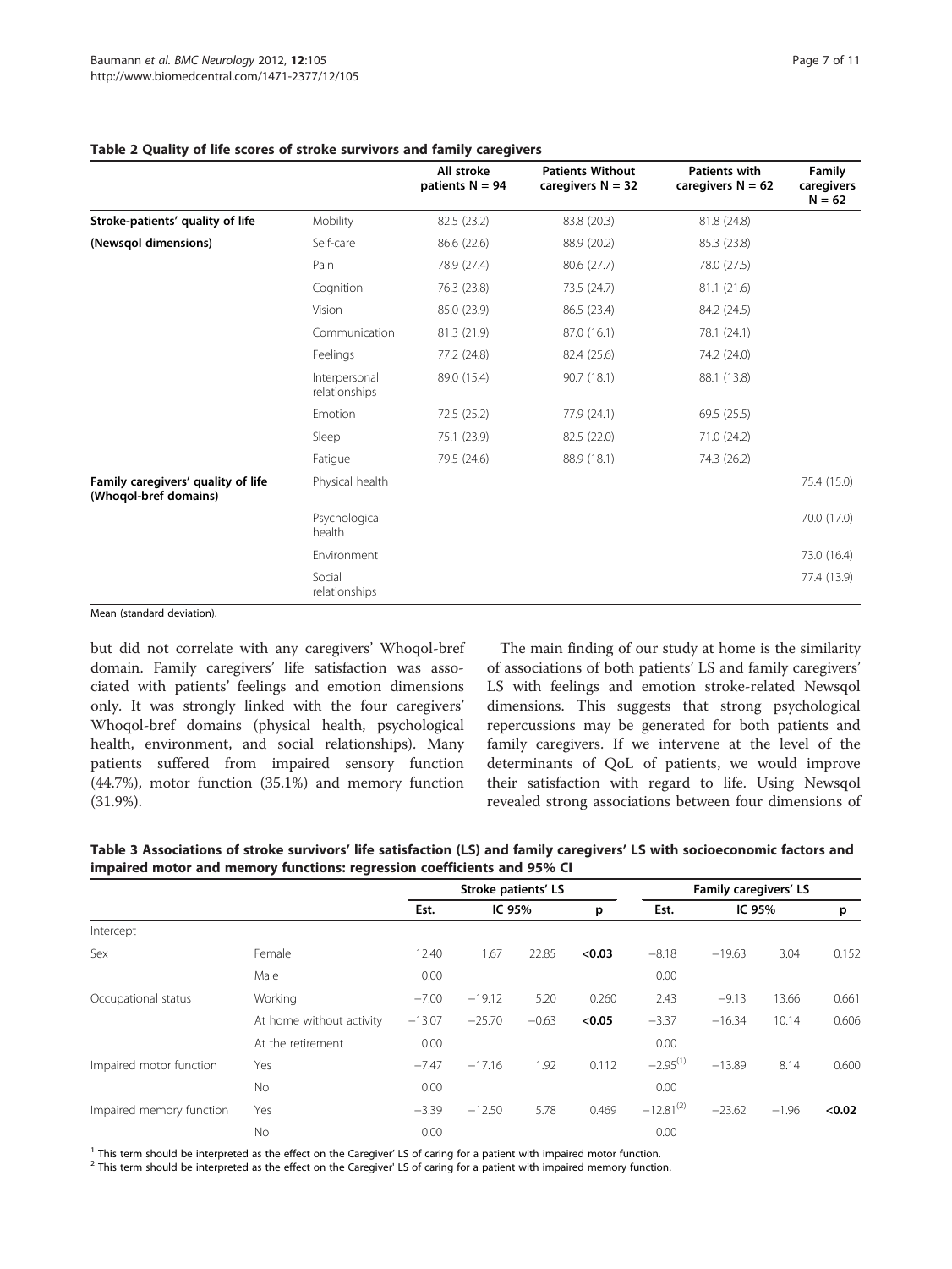**Table 2 Quality of life scores of stroke survivors and family caregivers**

| | | All stroke patients N = 94 | Patients Without caregivers N = 32 | Patients with caregivers N = 62 | Family caregivers N = 62 |
|---|---|---|---|---|---|
| **Stroke-patients' quality of life (Newsqol dimensions)** | Mobility | 82.5 (23.2) | 83.8 (20.3) | 81.8 (24.8) | |
| | Self-care | 86.6 (22.6) | 88.9 (20.2) | 85.3 (23.8) | |
| | Pain | 78.9 (27.4) | 80.6 (27.7) | 78.0 (27.5) | |
| | Cognition | 76.3 (23.8) | 73.5 (24.7) | 81.1 (21.6) | |
| | Vision | 85.0 (23.9) | 86.5 (23.4) | 84.2 (24.5) | |
| | Communication | 81.3 (21.9) | 87.0 (16.1) | 78.1 (24.1) | |
| | Feelings | 77.2 (24.8) | 82.4 (25.6) | 74.2 (24.0) | |
| | Interpersonal relationships | 89.0 (15.4) | 90.7 (18.1) | 88.1 (13.8) | |
| | Emotion | 72.5 (25.2) | 77.9 (24.1) | 69.5 (25.5) | |
| | Sleep | 75.1 (23.9) | 82.5 (22.0) | 71.0 (24.2) | |
| | Fatigue | 79.5 (24.6) | 88.9 (18.1) | 74.3 (26.2) | |
| **Family caregivers' quality of life (Whoqol-bref domains)** | Physical health | | | | 75.4 (15.0) |
| | Psychological health | | | | 70.0 (17.0) |
| | Environment | | | | 73.0 (16.4) |
| | Social relationships | | | | 77.4 (13.9) |

Mean (standard deviation).

but did not correlate with any caregivers' Whoqol-bref domain. Family caregivers' life satisfaction was associated with patients' feelings and emotion dimensions only. It was strongly linked with the four caregivers' Whoqol-bref domains (physical health, psychological health, environment, and social relationships). Many patients suffered from impaired sensory function (44.7%), motor function (35.1%) and memory function (31.9%).

The main finding of our study at home is the similarity of associations of both patients' LS and family caregivers' LS with feelings and emotion stroke-related Newsqol dimensions. This suggests that strong psychological repercussions may be generated for both patients and family caregivers. If we intervene at the level of the determinants of QoL of patients, we would improve their satisfaction with regard to life. Using Newsqol revealed strong associations between four dimensions of

**Table 3 Associations of stroke survivors' life satisfaction (LS) and family caregivers' LS with socioeconomic factors and impaired motor and memory functions: regression coefficients and 95% CI**

| | | Stroke patients' LS | | | | Family caregivers' LS | | | |
|---|---|---|---|---|---|---|---|---|---|
| | | Est. | IC 95% | | p | Est. | IC 95% | | p |
| Intercept | | | | | | | | | |
| Sex | Female | 12.40 | 1.67 | 22.85 | **<0.03** | −8.18 | −19.63 | 3.04 | 0.152 |
| | Male | 0.00 | | | | 0.00 | | | |
| Occupational status | Working | −7.00 | −19.12 | 5.20 | 0.260 | 2.43 | −9.13 | 13.66 | 0.661 |
| | At home without activity | −13.07 | −25.70 | −0.63 | **<0.05** | −3.37 | −16.34 | 10.14 | 0.606 |
| | At the retirement | 0.00 | | | | 0.00 | | | |
| Impaired motor function | Yes | −7.47 | −17.16 | 1.92 | 0.112 | −2.95[1] | −13.89 | 8.14 | 0.600 |
| | No | 0.00 | | | | 0.00 | | | |
| Impaired memory function | Yes | −3.39 | −12.50 | 5.78 | 0.469 | −12.81[2] | −23.62 | −1.96 | **<0.02** |
| | No | 0.00 | | | | 0.00 | | | |

[1] This term should be interpreted as the effect on the Caregiver' LS of caring for a patient with impaired motor function.
[2] This term should be interpreted as the effect on the Caregiver' LS of caring for a patient with impaired memory function.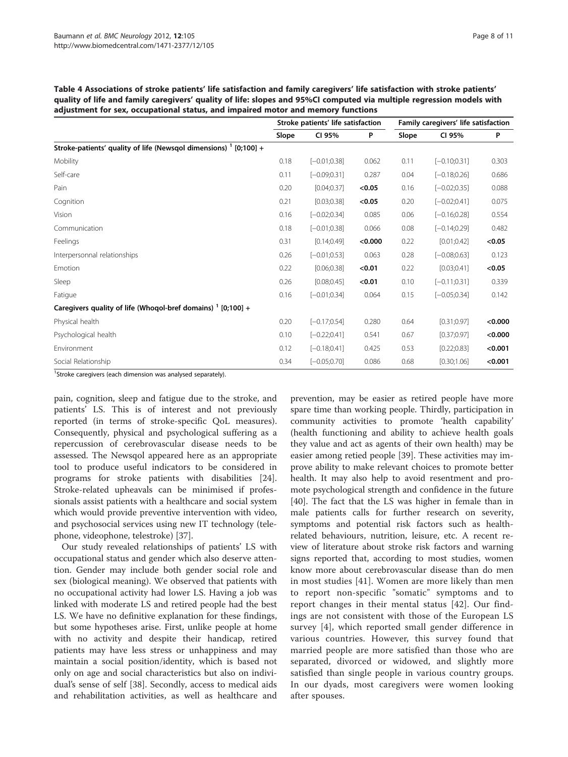**Table 4 Associations of stroke patients' life satisfaction and family caregivers' life satisfaction with stroke patients' quality of life and family caregivers' quality of life: slopes and 95%CI computed via multiple regression models with adjustment for sex, occupational status, and impaired motor and memory functions**

| | Stroke patients' life satisfaction | | | Family caregivers' life satisfaction | | |
|---|---|---|---|---|---|---|
| | Slope | CI 95% | P | Slope | CI 95% | P |
| **Stroke-patients' quality of life (Newsqol dimensions) [1] [0;100] +** | | | | | | |
| Mobility | 0.18 | [−0.01;0.38] | 0.062 | 0.11 | [−0.10;0.31] | 0.303 |
| Self-care | 0.11 | [−0.09;0.31] | 0.287 | 0.04 | [−0.18;0.26] | 0.686 |
| Pain | 0.20 | [0.04;0.37] | **<0.05** | 0.16 | [−0.02;0.35] | 0.088 |
| Cognition | 0.21 | [0.03;0.38] | **<0.05** | 0.20 | [−0.02;0.41] | 0.075 |
| Vision | 0.16 | [−0.02;0.34] | 0.085 | 0.06 | [−0.16;0.28] | 0.554 |
| Communication | 0.18 | [−0.01;0.38] | 0.066 | 0.08 | [−0.14;0.29] | 0.482 |
| Feelings | 0.31 | [0.14;0.49] | **<0.000** | 0.22 | [0.01;0.42] | **<0.05** |
| Interpersonnal relationships | 0.26 | [−0.01;0.53] | 0.063 | 0.28 | [−0.08;0.63] | 0.123 |
| Emotion | 0.22 | [0.06;0.38] | **<0.01** | 0.22 | [0.03;0.41] | **<0.05** |
| Sleep | 0.26 | [0.08;0.45] | **<0.01** | 0.10 | [−0.11;0.31] | 0.339 |
| Fatigue | 0.16 | [−0.01;0.34] | 0.064 | 0.15 | [−0.05;0.34] | 0.142 |
| **Caregivers quality of life (Whoqol-bref domains) [1] [0;100] +** | | | | | | |
| Physical health | 0.20 | [−0.17;0.54] | 0.280 | 0.64 | [0.31;0.97] | **<0.000** |
| Psychological health | 0.10 | [−0.22;0.41] | 0.541 | 0.67 | [0.37;0.97] | **<0.000** |
| Environment | 0.12 | [−0.18;0.41] | 0.425 | 0.53 | [0.22;0.83] | **<0.001** |
| Social Relationship | 0.34 | [−0.05;0.70] | 0.086 | 0.68 | [0.30;1.06] | **<0.001** |

[1]Stroke caregivers (each dimension was analysed separately).

pain, cognition, sleep and fatigue due to the stroke, and patients' LS. This is of interest and not previously reported (in terms of stroke-specific QoL measures). Consequently, physical and psychological suffering as a repercussion of cerebrovascular disease needs to be assessed. The Newsqol appeared here as an appropriate tool to produce useful indicators to be considered in programs for stroke patients with disabilities [24]. Stroke-related upheavals can be minimised if professionals assist patients with a healthcare and social system which would provide preventive intervention with video, and psychosocial services using new IT technology (telephone, videophone, telestroke) [37].

Our study revealed relationships of patients' LS with occupational status and gender which also deserve attention. Gender may include both gender social role and sex (biological meaning). We observed that patients with no occupational activity had lower LS. Having a job was linked with moderate LS and retired people had the best LS. We have no definitive explanation for these findings, but some hypotheses arise. First, unlike people at home with no activity and despite their handicap, retired patients may have less stress or unhappiness and may maintain a social position/identity, which is based not only on age and social characteristics but also on individual's sense of self [38]. Secondly, access to medical aids and rehabilitation activities, as well as healthcare and prevention, may be easier as retired people have more spare time than working people. Thirdly, participation in community activities to promote 'health capability' (health functioning and ability to achieve health goals they value and act as agents of their own health) may be easier among retied people [39]. These activities may improve ability to make relevant choices to promote better health. It may also help to avoid resentment and promote psychological strength and confidence in the future [40]. The fact that the LS was higher in female than in male patients calls for further research on severity, symptoms and potential risk factors such as health-related behaviours, nutrition, leisure, etc. A recent review of literature about stroke risk factors and warning signs reported that, according to most studies, women know more about cerebrovascular disease than do men in most studies [41]. Women are more likely than men to report non-specific "somatic" symptoms and to report changes in their mental status [42]. Our findings are not consistent with those of the European LS survey [4], which reported small gender difference in various countries. However, this survey found that married people are more satisfied than those who are separated, divorced or widowed, and slightly more satisfied than single people in various country groups. In our dyads, most caregivers were women looking after spouses.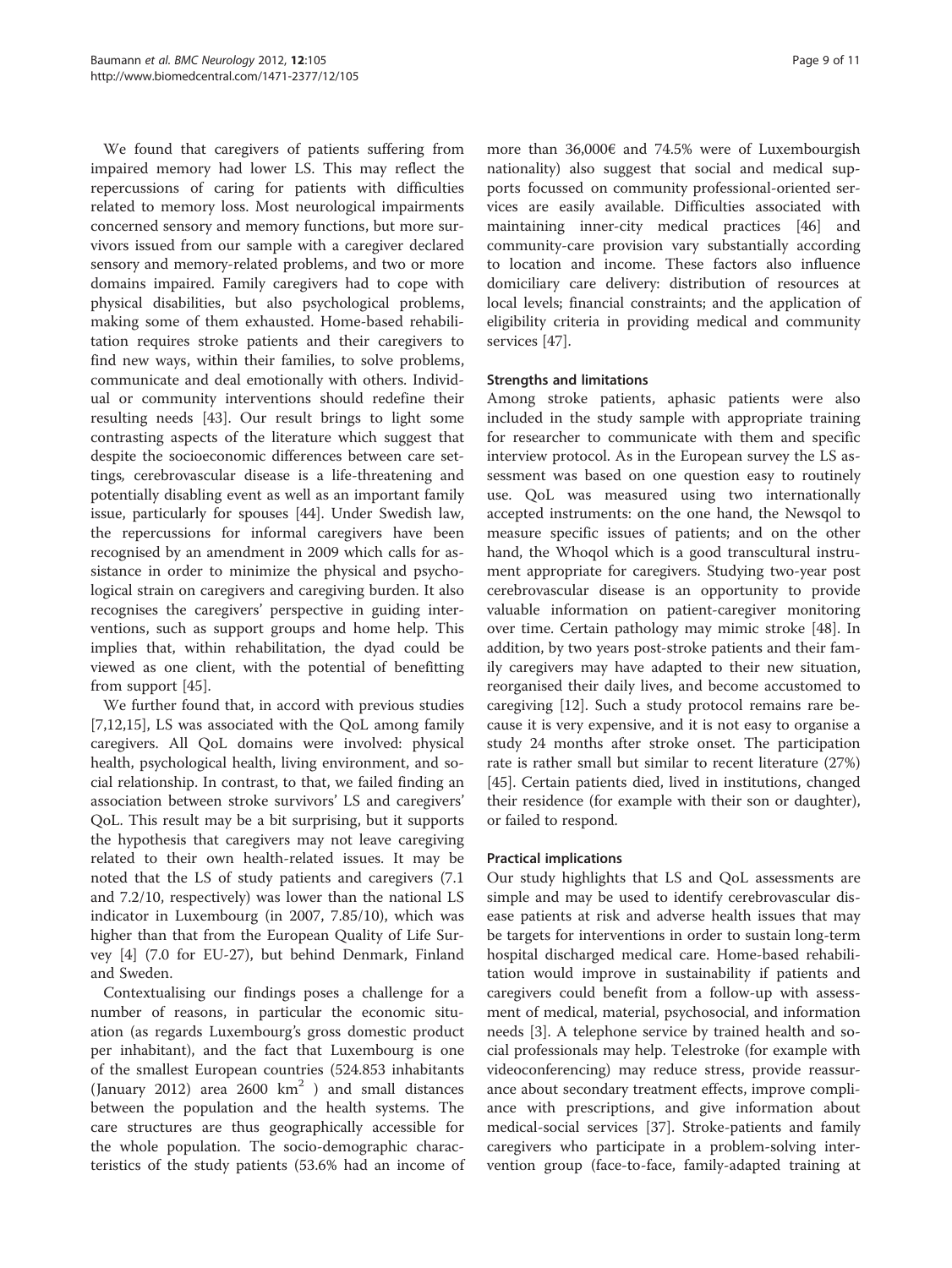We found that caregivers of patients suffering from impaired memory had lower LS. This may reflect the repercussions of caring for patients with difficulties related to memory loss. Most neurological impairments concerned sensory and memory functions, but more survivors issued from our sample with a caregiver declared sensory and memory-related problems, and two or more domains impaired. Family caregivers had to cope with physical disabilities, but also psychological problems, making some of them exhausted. Home-based rehabilitation requires stroke patients and their caregivers to find new ways, within their families, to solve problems, communicate and deal emotionally with others. Individual or community interventions should redefine their resulting needs [43]. Our result brings to light some contrasting aspects of the literature which suggest that despite the socioeconomic differences between care settings, cerebrovascular disease is a life-threatening and potentially disabling event as well as an important family issue, particularly for spouses [44]. Under Swedish law, the repercussions for informal caregivers have been recognised by an amendment in 2009 which calls for assistance in order to minimize the physical and psychological strain on caregivers and caregiving burden. It also recognises the caregivers' perspective in guiding interventions, such as support groups and home help. This implies that, within rehabilitation, the dyad could be viewed as one client, with the potential of benefitting from support [45].

We further found that, in accord with previous studies [7,12,15], LS was associated with the QoL among family caregivers. All QoL domains were involved: physical health, psychological health, living environment, and social relationship. In contrast, to that, we failed finding an association between stroke survivors' LS and caregivers' QoL. This result may be a bit surprising, but it supports the hypothesis that caregivers may not leave caregiving related to their own health-related issues. It may be noted that the LS of study patients and caregivers (7.1 and 7.2/10, respectively) was lower than the national LS indicator in Luxembourg (in 2007, 7.85/10), which was higher than that from the European Quality of Life Survey [4] (7.0 for EU-27), but behind Denmark, Finland and Sweden.

Contextualising our findings poses a challenge for a number of reasons, in particular the economic situation (as regards Luxembourg's gross domestic product per inhabitant), and the fact that Luxembourg is one of the smallest European countries (524.853 inhabitants (January 2012) area 2600 km$^2$ ) and small distances between the population and the health systems. The care structures are thus geographically accessible for the whole population. The socio-demographic characteristics of the study patients (53.6% had an income of more than 36,000€ and 74.5% were of Luxembourgish nationality) also suggest that social and medical supports focussed on community professional-oriented services are easily available. Difficulties associated with maintaining inner-city medical practices [46] and community-care provision vary substantially according to location and income. These factors also influence domiciliary care delivery: distribution of resources at local levels; financial constraints; and the application of eligibility criteria in providing medical and community services [47].

### Strengths and limitations

Among stroke patients, aphasic patients were also included in the study sample with appropriate training for researcher to communicate with them and specific interview protocol. As in the European survey the LS assessment was based on one question easy to routinely use. QoL was measured using two internationally accepted instruments: on the one hand, the Newsqol to measure specific issues of patients; and on the other hand, the Whoqol which is a good transcultural instrument appropriate for caregivers. Studying two-year post cerebrovascular disease is an opportunity to provide valuable information on patient-caregiver monitoring over time. Certain pathology may mimic stroke [48]. In addition, by two years post-stroke patients and their family caregivers may have adapted to their new situation, reorganised their daily lives, and become accustomed to caregiving [12]. Such a study protocol remains rare because it is very expensive, and it is not easy to organise a study 24 months after stroke onset. The participation rate is rather small but similar to recent literature (27%) [45]. Certain patients died, lived in institutions, changed their residence (for example with their son or daughter), or failed to respond.

### Practical implications

Our study highlights that LS and QoL assessments are simple and may be used to identify cerebrovascular disease patients at risk and adverse health issues that may be targets for interventions in order to sustain long-term hospital discharged medical care. Home-based rehabilitation would improve in sustainability if patients and caregivers could benefit from a follow-up with assessment of medical, material, psychosocial, and information needs [3]. A telephone service by trained health and social professionals may help. Telestroke (for example with videoconferencing) may reduce stress, provide reassurance about secondary treatment effects, improve compliance with prescriptions, and give information about medical-social services [37]. Stroke-patients and family caregivers who participate in a problem-solving intervention group (face-to-face, family-adapted training at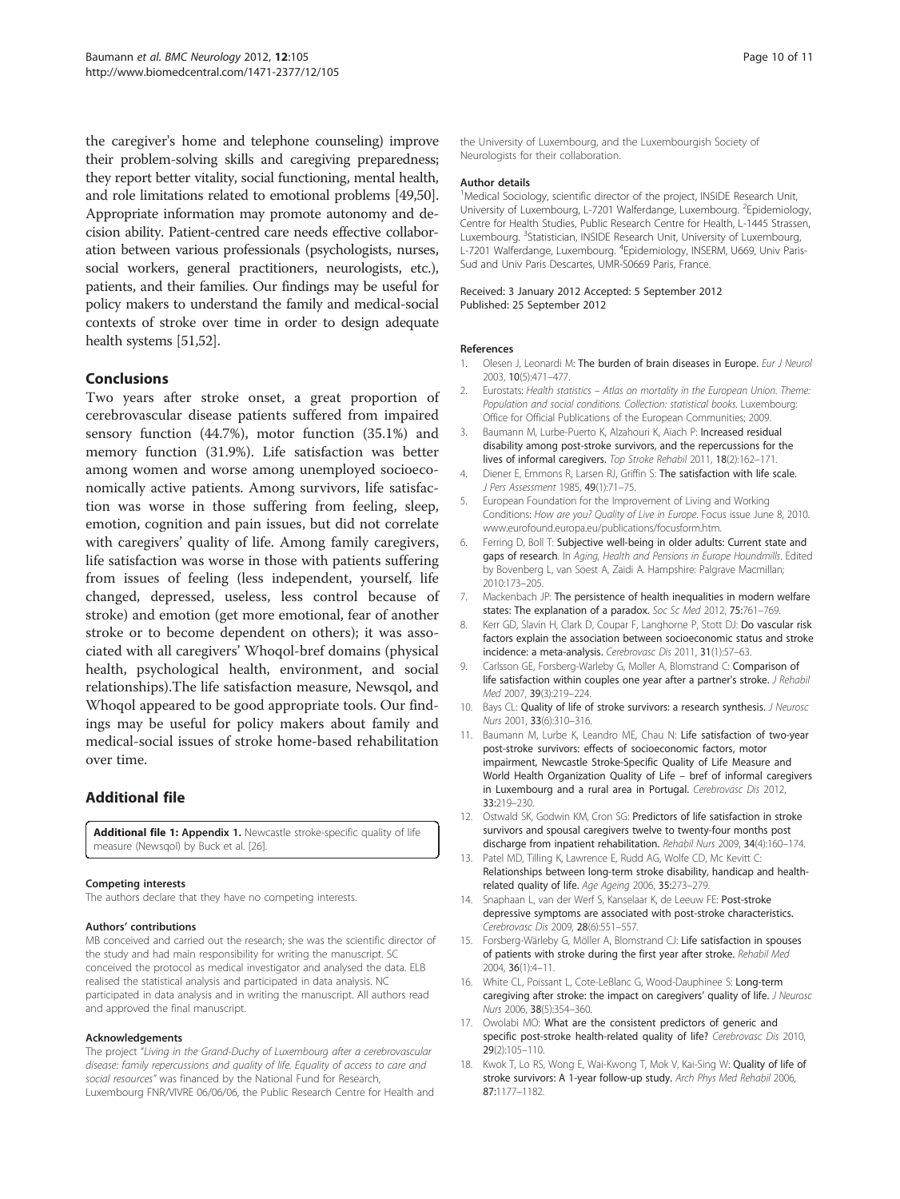the caregiver's home and telephone counseling) improve their problem-solving skills and caregiving preparedness; they report better vitality, social functioning, mental health, and role limitations related to emotional problems [49,50]. Appropriate information may promote autonomy and decision ability. Patient-centred care needs effective collaboration between various professionals (psychologists, nurses, social workers, general practitioners, neurologists, etc.), patients, and their families. Our findings may be useful for policy makers to understand the family and medical-social contexts of stroke over time in order to design adequate health systems [51,52].

## Conclusions

Two years after stroke onset, a great proportion of cerebrovascular disease patients suffered from impaired sensory function (44.7%), motor function (35.1%) and memory function (31.9%). Life satisfaction was better among women and worse among unemployed socioeconomically active patients. Among survivors, life satisfaction was worse in those suffering from feeling, sleep, emotion, cognition and pain issues, but did not correlate with caregivers' quality of life. Among family caregivers, life satisfaction was worse in those with patients suffering from issues of feeling (less independent, yourself, life changed, depressed, useless, less control because of stroke) and emotion (get more emotional, fear of another stroke or to become dependent on others); it was associated with all caregivers' Whoqol-bref domains (physical health, psychological health, environment, and social relationships).The life satisfaction measure, Newsqol, and Whoqol appeared to be good appropriate tools. Our findings may be useful for policy makers about family and medical-social issues of stroke home-based rehabilitation over time.

## Additional file

**Additional file 1: Appendix 1.** Newcastle stroke-specific quality of life measure (Newsqol) by Buck et al. [26].

#### Competing interests

The authors declare that they have no competing interests.

#### Authors' contributions

MB conceived and carried out the research; she was the scientific director of the study and had main responsibility for writing the manuscript. SC conceived the protocol as medical investigator and analysed the data. ELB realised the statistical analysis and participated in data analysis. NC participated in data analysis and in writing the manuscript. All authors read and approved the final manuscript.

#### Acknowledgements

The project *"Living in the Grand-Duchy of Luxembourg after a cerebrovascular disease: family repercussions and quality of life. Equality of access to care and social resources"* was financed by the National Fund for Research, Luxembourg FNR/VIVRE 06/06/06, the Public Research Centre for Health and the University of Luxembourg, and the Luxembourgish Society of Neurologists for their collaboration.

#### Author details

[1]Medical Sociology, scientific director of the project, INSIDE Research Unit, University of Luxembourg, L-7201 Walferdange, Luxembourg. [2]Epidemiology, Centre for Health Studies, Public Research Centre for Health, L-1445 Strassen, Luxembourg. [3]Statistician, INSIDE Research Unit, University of Luxembourg, L-7201 Walferdange, Luxembourg. [4]Epidemiology, INSERM, U669, Univ Paris-Sud and Univ Paris Descartes, UMR-S0669 Paris, France.

Received: 3 January 2012 Accepted: 5 September 2012
Published: 25 September 2012

#### References

1. Olesen J, Leonardi M: **The burden of brain diseases in Europe.** *Eur J Neurol* 2003, **10**(5):471–477.
2. Eurostats: *Health statistics – Atlas on mortality in the European Union. Theme: Population and social conditions. Collection: statistical books*. Luxembourg: Office for Official Publications of the European Communities; 2009.
3. Baumann M, Lurbe-Puerto K, Alzahouri K, Aïach P: **Increased residual disability among post-stroke survivors, and the repercussions for the lives of informal caregivers.** *Top Stroke Rehabil* 2011, **18**(2):162–171.
4. Diener E, Emmons R, Larsen RJ, Griffin S: **The satisfaction with life scale.** *J Pers Assessment* 1985, **49**(1):71–75.
5. European Foundation for the Improvement of Living and Working Conditions: *How are you? Quality of Live in Europe*. Focus issue June 8, 2010. www.eurofound.europa.eu/publications/focusform.htm.
6. Ferring D, Boll T: **Subjective well-being in older adults: Current state and gaps of research.** In *Aging, Health and Pensions in Europe Houndmills*. Edited by Bovenberg L, van Soest A, Zaidi A. Hampshire: Palgrave Macmillan; 2010:173–205.
7. Mackenbach JP: **The persistence of health inequalities in modern welfare states: The explanation of a paradox.** *Soc Sc Med* 2012, **75:**761–769.
8. Kerr GD, Slavin H, Clark D, Coupar F, Langhorne P, Stott DJ: **Do vascular risk factors explain the association between socioeconomic status and stroke incidence: a meta-analysis.** *Cerebrovasc Dis* 2011, **31**(1):57–63.
9. Carlsson GE, Forsberg-Warleby G, Moller A, Blomstrand C: **Comparison of life satisfaction within couples one year after a partner's stroke.** *J Rehabil Med* 2007, **39**(3):219–224.
10. Bays CL: **Quality of life of stroke survivors: a research synthesis.** *J Neurosc Nurs* 2001, **33**(6):310–316.
11. Baumann M, Lurbe K, Leandro ME, Chau N: **Life satisfaction of two-year post-stroke survivors: effects of socioeconomic factors, motor impairment, Newcastle Stroke-Specific Quality of Life Measure and World Health Organization Quality of Life – bref of informal caregivers in Luxembourg and a rural area in Portugal.** *Cerebrovasc Dis* 2012, **33:**219–230.
12. Ostwald SK, Godwin KM, Cron SG: **Predictors of life satisfaction in stroke survivors and spousal caregivers twelve to twenty-four months post discharge from inpatient rehabilitation.** *Rehabil Nurs* 2009, **34**(4):160–174.
13. Patel MD, Tilling K, Lawrence E, Rudd AG, Wolfe CD, Mc Kevitt C: **Relationships between long-term stroke disability, handicap and health-related quality of life.** *Age Ageing* 2006, **35:**273–279.
14. Snaphaan L, van der Werf S, Kanselaar K, de Leeuw FE: **Post-stroke depressive symptoms are associated with post-stroke characteristics.** *Cerebrovasc Dis* 2009, **28**(6):551–557.
15. Forsberg-Wärleby G, Möller A, Blomstrand CJ: **Life satisfaction in spouses of patients with stroke during the first year after stroke.** *Rehabil Med* 2004, **36**(1):4–11.
16. White CL, Poissant L, Cote-LeBlanc G, Wood-Dauphinee S: **Long-term caregiving after stroke: the impact on caregivers' quality of life.** *J Neurosc Nurs* 2006, **38**(5):354–360.
17. Owolabi MO: **What are the consistent predictors of generic and specific post-stroke health-related quality of life?** *Cerebrovasc Dis* 2010, **29**(2):105–110.
18. Kwok T, Lo RS, Wong E, Wai-Kwong T, Mok V, Kai-Sing W: **Quality of life of stroke survivors: A 1-year follow-up study.** *Arch Phys Med Rehabil* 2006, **87:**1177–1182.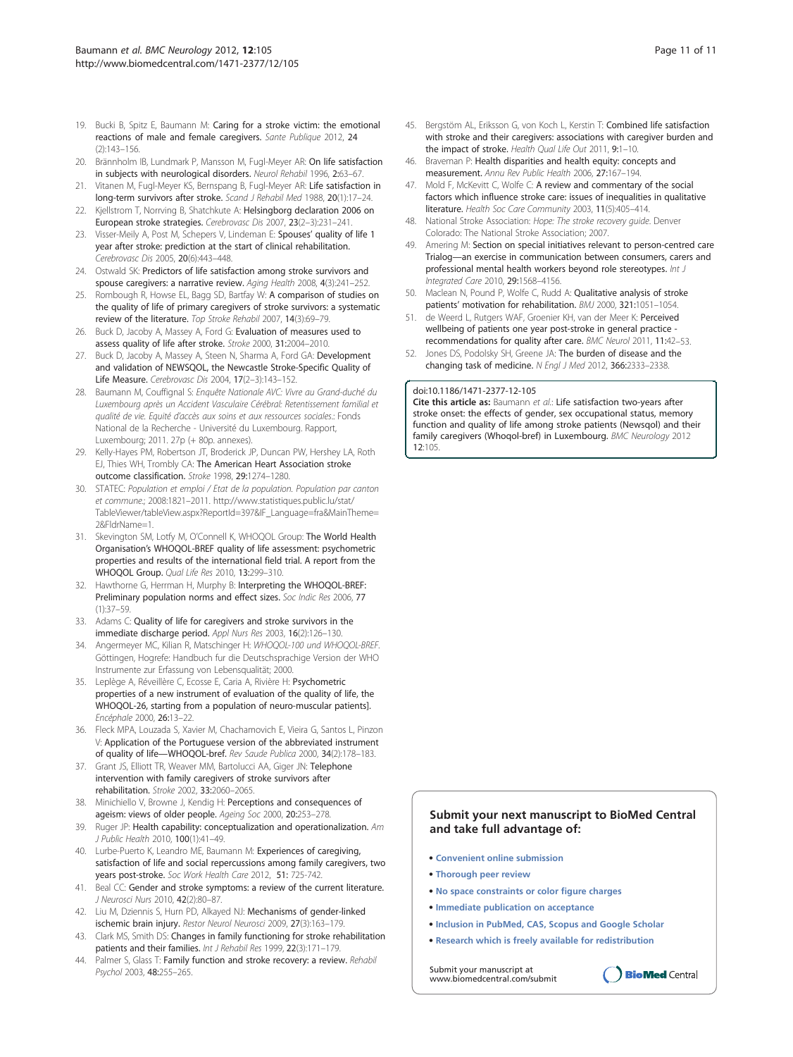19. Bucki B, Spitz E, Baumann M: **Caring for a stroke victim: the emotional reactions of male and female caregivers.** *Sante Publique* 2012, **24** (2):143–156.
20. Brännholm IB, Lundmark P, Mansson M, Fugl-Meyer AR: **On life satisfaction in subjects with neurological disorders.** *Neurol Rehabil* 1996, **2:**63–67.
21. Vitanen M, Fugl-Meyer KS, Bernspang B, Fugl-Meyer AR: **Life satisfaction in long-term survivors after stroke.** *Scand J Rehabil Med* 1988, **20**(1):17–24.
22. Kjellstrom T, Norrving B, Shatchkute A: **Helsingborg declaration 2006 on European stroke strategies.** *Cerebrovasc Dis* 2007, **23**(2–3):231–241.
23. Visser-Meily A, Post M, Schepers V, Lindeman E: **Spouses' quality of life 1 year after stroke: prediction at the start of clinical rehabilitation.** *Cerebrovasc Dis* 2005, **20**(6):443–448.
24. Ostwald SK: **Predictors of life satisfaction among stroke survivors and spouse caregivers: a narrative review.** *Aging Health* 2008, **4**(3):241–252.
25. Rombough R, Howse EL, Bagg SD, Bartfay W: **A comparison of studies on the quality of life of primary caregivers of stroke survivors: a systematic review of the literature.** *Top Stroke Rehabil* 2007, **14**(3):69–79.
26. Buck D, Jacoby A, Massey A, Ford G: **Evaluation of measures used to assess quality of life after stroke.** *Stroke* 2000, **31:**2004–2010.
27. Buck D, Jacoby A, Massey A, Steen N, Sharma A, Ford GA: **Development and validation of NEWSQOL, the Newcastle Stroke-Specific Quality of Life Measure.** *Cerebrovasc Dis* 2004, **17**(2–3):143–152.
28. Baumann M, Couffignal S: *Enquête Nationale AVC: Vivre au Grand-duché du Luxembourg après un Accident Vasculaire Cérébral: Retentissement familial et qualité de vie. Equité d'accès aux soins et aux ressources sociales.*: Fonds National de la Recherche - Université du Luxembourg. Rapport, Luxembourg; 2011. 27p (+ 80p. annexes).
29. Kelly-Hayes PM, Robertson JT, Broderick JP, Duncan PW, Hershey LA, Roth EJ, Thies WH, Trombly CA: **The American Heart Association stroke outcome classification.** *Stroke* 1998, **29:**1274–1280.
30. STATEC: *Population et emploi / Etat de la population. Population par canton et commune.*; 2008:1821–2011. http://www.statistiques.public.lu/stat/TableViewer/tableView.aspx?ReportId=397&IF_Language=fra&MainTheme=2&FldrName=1.
31. Skevington SM, Lotfy M, O'Connell K, WHOQOL Group: **The World Health Organisation's WHOQOL-BREF quality of life assessment: psychometric properties and results of the international field trial. A report from the WHOQOL Group.** *Qual Life Res* 2010, **13:**299–310.
32. Hawthorne G, Herrman H, Murphy B: **Interpreting the WHOQOL-BREF: Preliminary population norms and effect sizes.** *Soc Indic Res* 2006, **77** (1):37–59.
33. Adams C: **Quality of life for caregivers and stroke survivors in the immediate discharge period.** *Appl Nurs Res* 2003, **16**(2):126–130.
34. Angermeyer MC, Kilian R, Matschinger H: *WHOQOL-100 und WHOQOL-BREF.* Göttingen, Hogrefe: Handbuch fur die Deutschsprachige Version der WHO Instrumente zur Erfassung von Lebensqualität; 2000.
35. Leplège A, Réveillère C, Ecosse E, Caria A, Rivière H: **Psychometric properties of a new instrument of evaluation of the quality of life, the WHOQOL-26, starting from a population of neuro-muscular patients].** *Encéphale* 2000, **26:**13–22.
36. Fleck MPA, Louzada S, Xavier M, Chachamovich E, Vieira G, Santos L, Pinzon V: **Application of the Portuguese version of the abbreviated instrument of quality of life—WHOQOL-bref.** *Rev Saude Publica* 2000, **34**(2):178–183.
37. Grant JS, Elliott TR, Weaver MM, Bartolucci AA, Giger JN: **Telephone intervention with family caregivers of stroke survivors after rehabilitation.** *Stroke* 2002, **33:**2060–2065.
38. Minichiello V, Browne J, Kendig H: **Perceptions and consequences of ageism: views of older people.** *Ageing Soc* 2000, **20:**253–278.
39. Ruger JP: **Health capability: conceptualization and operationalization.** *Am J Public Health* 2010, **100**(1):41–49.
40. Lurbe-Puerto K, Leandro ME, Baumann M: **Experiences of caregiving, satisfaction of life and social repercussions among family caregivers, two years post-stroke.** *Soc Work Health Care* 2012, **51:** 725-742.
41. Beal CC: **Gender and stroke symptoms: a review of the current literature.** *J Neurosci Nurs* 2010, **42**(2):80–87.
42. Liu M, Dziennis S, Hurn PD, Alkayed NJ: **Mechanisms of gender-linked ischemic brain injury.** *Restor Neurol Neurosci* 2009, **27**(3):163–179.
43. Clark MS, Smith DS: **Changes in family functioning for stroke rehabilitation patients and their families.** *Int J Rehabil Res* 1999, **22**(3):171–179.
44. Palmer S, Glass T: **Family function and stroke recovery: a review.** *Rehabil Psychol* 2003, **48:**255–265.
45. Bergstöm AL, Eriksson G, von Koch L, Kerstin T: **Combined life satisfaction with stroke and their caregivers: associations with caregiver burden and the impact of stroke.** *Health Qual Life Out* 2011, **9:**1–10.
46. Braveman P: **Health disparities and health equity: concepts and measurement.** *Annu Rev Public Health* 2006, **27:**167–194.
47. Mold F, McKevitt C, Wolfe C: **A review and commentary of the social factors which influence stroke care: issues of inequalities in qualitative literature.** *Health Soc Care Community* 2003, **11**(5):405–414.
48. National Stroke Association: *Hope: The stroke recovery guide.* Denver Colorado: The National Stroke Association; 2007.
49. Amering M: **Section on special initiatives relevant to person-centred care Trialog—an exercise in communication between consumers, carers and professional mental health workers beyond role stereotypes.** *Int J Integrated Care* 2010, **29:**1568–4156.
50. Maclean N, Pound P, Wolfe C, Rudd A: **Qualitative analysis of stroke patients' motivation for rehabilitation.** *BMJ* 2000, **321:**1051–1054.
51. de Weerd L, Rutgers WAF, Groenier KH, van der Meer K: **Perceived wellbeing of patients one year post-stroke in general practice - recommendations for quality after care.** *BMC Neurol* 2011, **11:**42–53.
52. Jones DS, Podolsky SH, Greene JA: **The burden of disease and the changing task of medicine.** *N Engl J Med* 2012, **366:**2333–2338.

doi:10.1186/1471-2377-12-105

**Cite this article as:** Baumann *et al.*: Life satisfaction two-years after stroke onset: the effects of gender, sex occupational status, memory function and quality of life among stroke patients (Newsqol) and their family caregivers (Whoqol-bref) in Luxembourg. *BMC Neurology* 2012 **12**:105.

**Submit your next manuscript to BioMed Central and take full advantage of:**

- **Convenient online submission**
- **Thorough peer review**
- **No space constraints or color figure charges**
- **Immediate publication on acceptance**
- **Inclusion in PubMed, CAS, Scopus and Google Scholar**
- **Research which is freely available for redistribution**

Submit your manuscript at www.biomedcentral.com/submit

BioMed Central